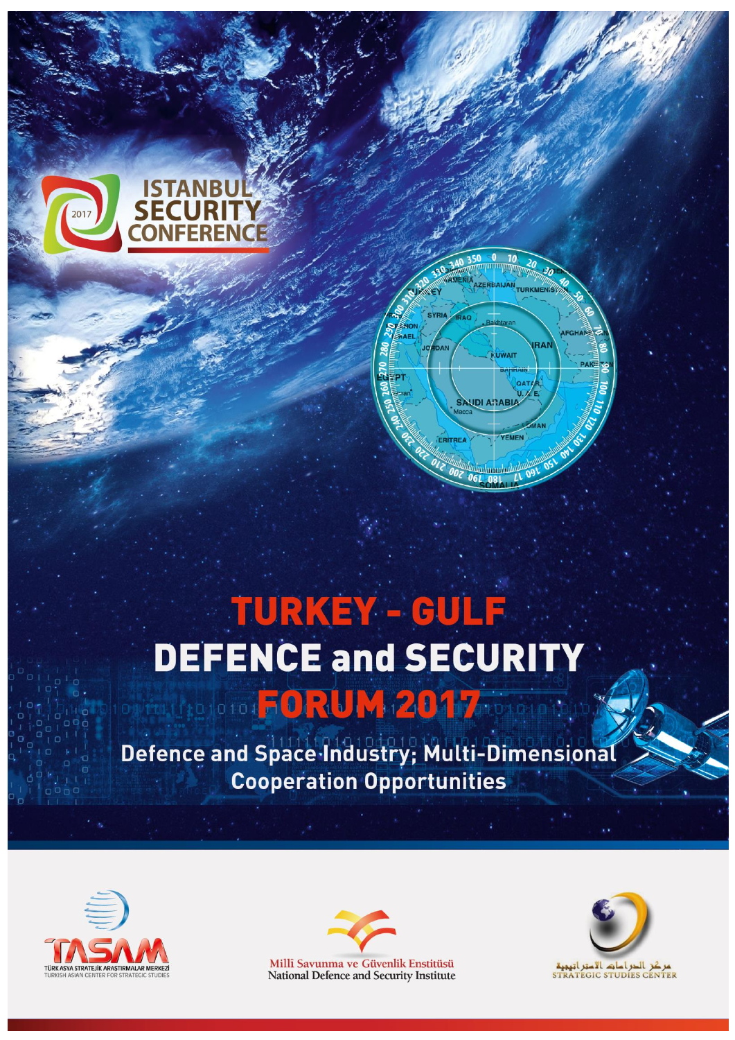2017

ISTANBUL SECURITY CONFERENCE

# TURKEY - GULF DEFENCE and SECURITY FORUM 2017

## Defence and Space Industry; Multi-Dimensional Cooperation Opportunities

TASAM
TÜRK ASYA STRATEJİK ARAŞTIRMALAR MERKEZİ
TURKISH ASIAN CENTER FOR STRATEGIC STUDIES

Millî Savunma ve Güvenlik Enstitüsü
National Defence and Security Institute

مركز الدراسات الاستراتيجية
STRATEGIC STUDIES CENTER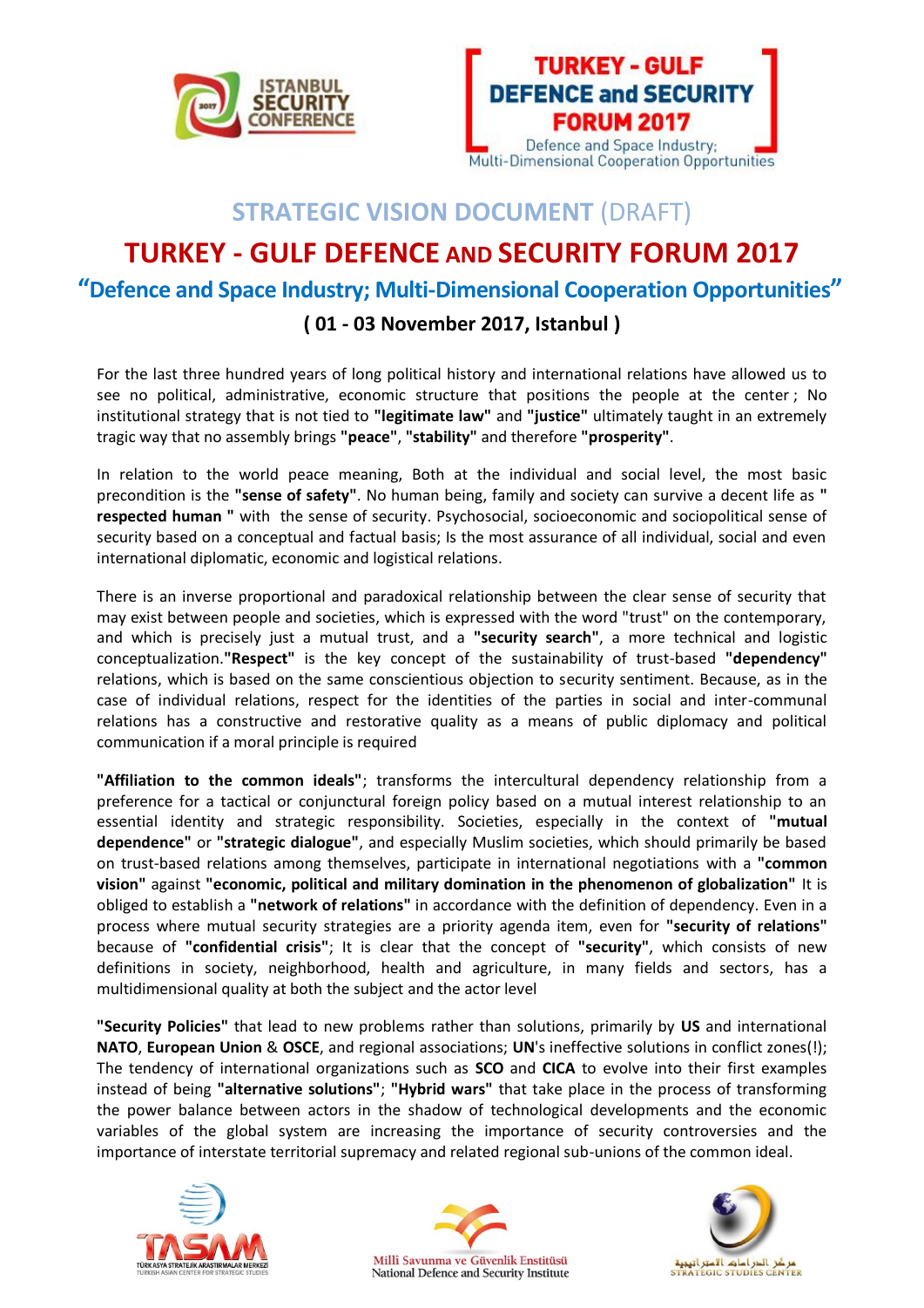## STRATEGIC VISION DOCUMENT (DRAFT)

# TURKEY - GULF DEFENCE AND SECURITY FORUM 2017

### "Defence and Space Industry; Multi-Dimensional Cooperation Opportunities"

### ( 01 - 03 November 2017, Istanbul )

For the last three hundred years of long political history and international relations have allowed us to see no political, administrative, economic structure that positions the people at the center ; No institutional strategy that is not tied to **"legitimate law"** and **"justice"** ultimately taught in an extremely tragic way that no assembly brings **"peace"**, **"stability"** and therefore **"prosperity"**.

In relation to the world peace meaning, Both at the individual and social level, the most basic precondition is the **"sense of safety"**. No human being, family and society can survive a decent life as **" respected human "** with the sense of security. Psychosocial, socioeconomic and sociopolitical sense of security based on a conceptual and factual basis; Is the most assurance of all individual, social and even international diplomatic, economic and logistical relations.

There is an inverse proportional and paradoxical relationship between the clear sense of security that may exist between people and societies, which is expressed with the word "trust" on the contemporary, and which is precisely just a mutual trust, and a **"security search"**, a more technical and logistic conceptualization.**"Respect"** is the key concept of the sustainability of trust-based **"dependency"** relations, which is based on the same conscientious objection to security sentiment. Because, as in the case of individual relations, respect for the identities of the parties in social and inter-communal relations has a constructive and restorative quality as a means of public diplomacy and political communication if a moral principle is required

**"Affiliation to the common ideals"**; transforms the intercultural dependency relationship from a preference for a tactical or conjunctural foreign policy based on a mutual interest relationship to an essential identity and strategic responsibility. Societies, especially in the context of **"mutual dependence"** or **"strategic dialogue"**, and especially Muslim societies, which should primarily be based on trust-based relations among themselves, participate in international negotiations with a **"common vision"** against **"economic, political and military domination in the phenomenon of globalization"** It is obliged to establish a **"network of relations"** in accordance with the definition of dependency. Even in a process where mutual security strategies are a priority agenda item, even for **"security of relations"** because of **"confidential crisis"**; It is clear that the concept of **"security"**, which consists of new definitions in society, neighborhood, health and agriculture, in many fields and sectors, has a multidimensional quality at both the subject and the actor level

**"Security Policies"** that lead to new problems rather than solutions, primarily by **US** and international **NATO**, **European Union** & **OSCE**, and regional associations; **UN**'s ineffective solutions in conflict zones(!); The tendency of international organizations such as **SCO** and **CICA** to evolve into their first examples instead of being **"alternative solutions"**; **"Hybrid wars"** that take place in the process of transforming the power balance between actors in the shadow of technological developments and the economic variables of the global system are increasing the importance of security controversies and the importance of interstate territorial supremacy and related regional sub-unions of the common ideal.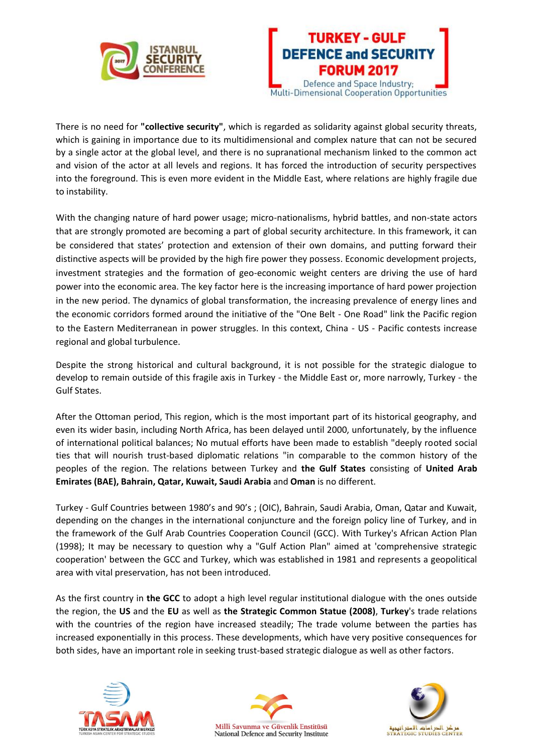There is no need for **"collective security"**, which is regarded as solidarity against global security threats, which is gaining in importance due to its multidimensional and complex nature that can not be secured by a single actor at the global level, and there is no supranational mechanism linked to the common act and vision of the actor at all levels and regions. It has forced the introduction of security perspectives into the foreground. This is even more evident in the Middle East, where relations are highly fragile due to instability.

With the changing nature of hard power usage; micro-nationalisms, hybrid battles, and non-state actors that are strongly promoted are becoming a part of global security architecture. In this framework, it can be considered that states' protection and extension of their own domains, and putting forward their distinctive aspects will be provided by the high fire power they possess. Economic development projects, investment strategies and the formation of geo-economic weight centers are driving the use of hard power into the economic area. The key factor here is the increasing importance of hard power projection in the new period. The dynamics of global transformation, the increasing prevalence of energy lines and the economic corridors formed around the initiative of the "One Belt - One Road" link the Pacific region to the Eastern Mediterranean in power struggles. In this context, China - US - Pacific contests increase regional and global turbulence.

Despite the strong historical and cultural background, it is not possible for the strategic dialogue to develop to remain outside of this fragile axis in Turkey - the Middle East or, more narrowly, Turkey - the Gulf States.

After the Ottoman period, This region, which is the most important part of its historical geography, and even its wider basin, including North Africa, has been delayed until 2000, unfortunately, by the influence of international political balances; No mutual efforts have been made to establish "deeply rooted social ties that will nourish trust-based diplomatic relations "in comparable to the common history of the peoples of the region. The relations between Turkey and **the Gulf States** consisting of **United Arab Emirates (BAE), Bahrain, Qatar, Kuwait, Saudi Arabia** and **Oman** is no different.

Turkey - Gulf Countries between 1980's and 90's ; (OIC), Bahrain, Saudi Arabia, Oman, Qatar and Kuwait, depending on the changes in the international conjuncture and the foreign policy line of Turkey, and in the framework of the Gulf Arab Countries Cooperation Council (GCC). With Turkey's African Action Plan (1998); It may be necessary to question why a "Gulf Action Plan" aimed at 'comprehensive strategic cooperation' between the GCC and Turkey, which was established in 1981 and represents a geopolitical area with vital preservation, has not been introduced.

As the first country in **the GCC** to adopt a high level regular institutional dialogue with the ones outside the region, the **US** and the **EU** as well as **the Strategic Common Statue (2008)**, **Turkey**'s trade relations with the countries of the region have increased steadily; The trade volume between the parties has increased exponentially in this process. These developments, which have very positive consequences for both sides, have an important role in seeking trust-based strategic dialogue as well as other factors.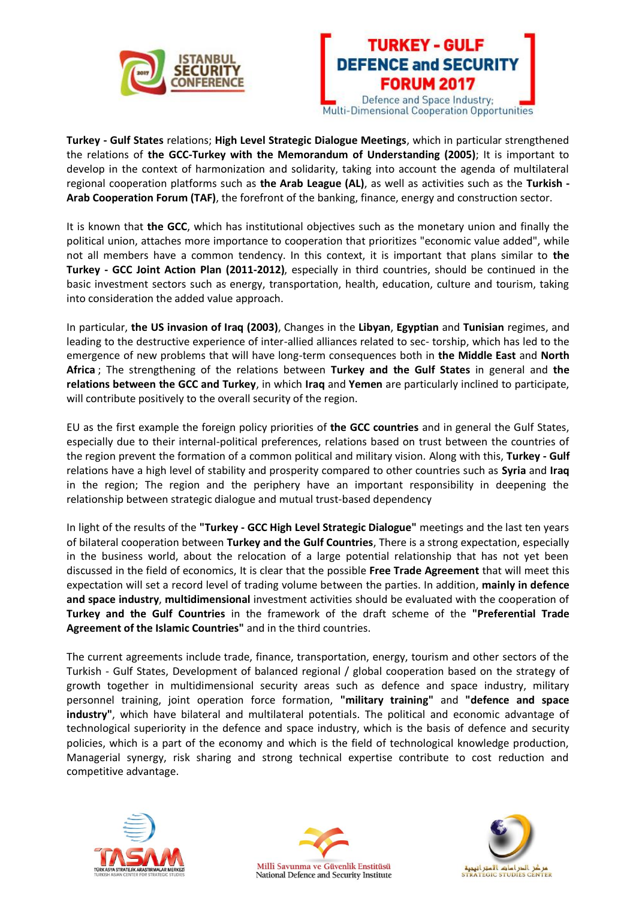**Turkey - Gulf States** relations; **High Level Strategic Dialogue Meetings**, which in particular strengthened the relations of **the GCC-Turkey with the Memorandum of Understanding (2005)**; It is important to develop in the context of harmonization and solidarity, taking into account the agenda of multilateral regional cooperation platforms such as **the Arab League (AL)**, as well as activities such as the **Turkish - Arab Cooperation Forum (TAF)**, the forefront of the banking, finance, energy and construction sector.

It is known that **the GCC**, which has institutional objectives such as the monetary union and finally the political union, attaches more importance to cooperation that prioritizes "economic value added", while not all members have a common tendency. In this context, it is important that plans similar to **the Turkey - GCC Joint Action Plan (2011-2012)**, especially in third countries, should be continued in the basic investment sectors such as energy, transportation, health, education, culture and tourism, taking into consideration the added value approach.

In particular, **the US invasion of Iraq (2003)**, Changes in the **Libyan**, **Egyptian** and **Tunisian** regimes, and leading to the destructive experience of inter-allied alliances related to sec- torship, which has led to the emergence of new problems that will have long-term consequences both in **the Middle East** and **North Africa** ; The strengthening of the relations between **Turkey and the Gulf States** in general and **the relations between the GCC and Turkey**, in which **Iraq** and **Yemen** are particularly inclined to participate, will contribute positively to the overall security of the region.

EU as the first example the foreign policy priorities of **the GCC countries** and in general the Gulf States, especially due to their internal-political preferences, relations based on trust between the countries of the region prevent the formation of a common political and military vision. Along with this, **Turkey - Gulf** relations have a high level of stability and prosperity compared to other countries such as **Syria** and **Iraq** in the region; The region and the periphery have an important responsibility in deepening the relationship between strategic dialogue and mutual trust-based dependency

In light of the results of the **"Turkey - GCC High Level Strategic Dialogue"** meetings and the last ten years of bilateral cooperation between **Turkey and the Gulf Countries**, There is a strong expectation, especially in the business world, about the relocation of a large potential relationship that has not yet been discussed in the field of economics, It is clear that the possible **Free Trade Agreement** that will meet this expectation will set a record level of trading volume between the parties. In addition, **mainly in defence and space industry**, **multidimensional** investment activities should be evaluated with the cooperation of **Turkey and the Gulf Countries** in the framework of the draft scheme of the **"Preferential Trade Agreement of the Islamic Countries"** and in the third countries.

The current agreements include trade, finance, transportation, energy, tourism and other sectors of the Turkish - Gulf States, Development of balanced regional / global cooperation based on the strategy of growth together in multidimensional security areas such as defence and space industry, military personnel training, joint operation force formation, **"military training"** and **"defence and space industry"**, which have bilateral and multilateral potentials. The political and economic advantage of technological superiority in the defence and space industry, which is the basis of defence and security policies, which is a part of the economy and which is the field of technological knowledge production, Managerial synergy, risk sharing and strong technical expertise contribute to cost reduction and competitive advantage.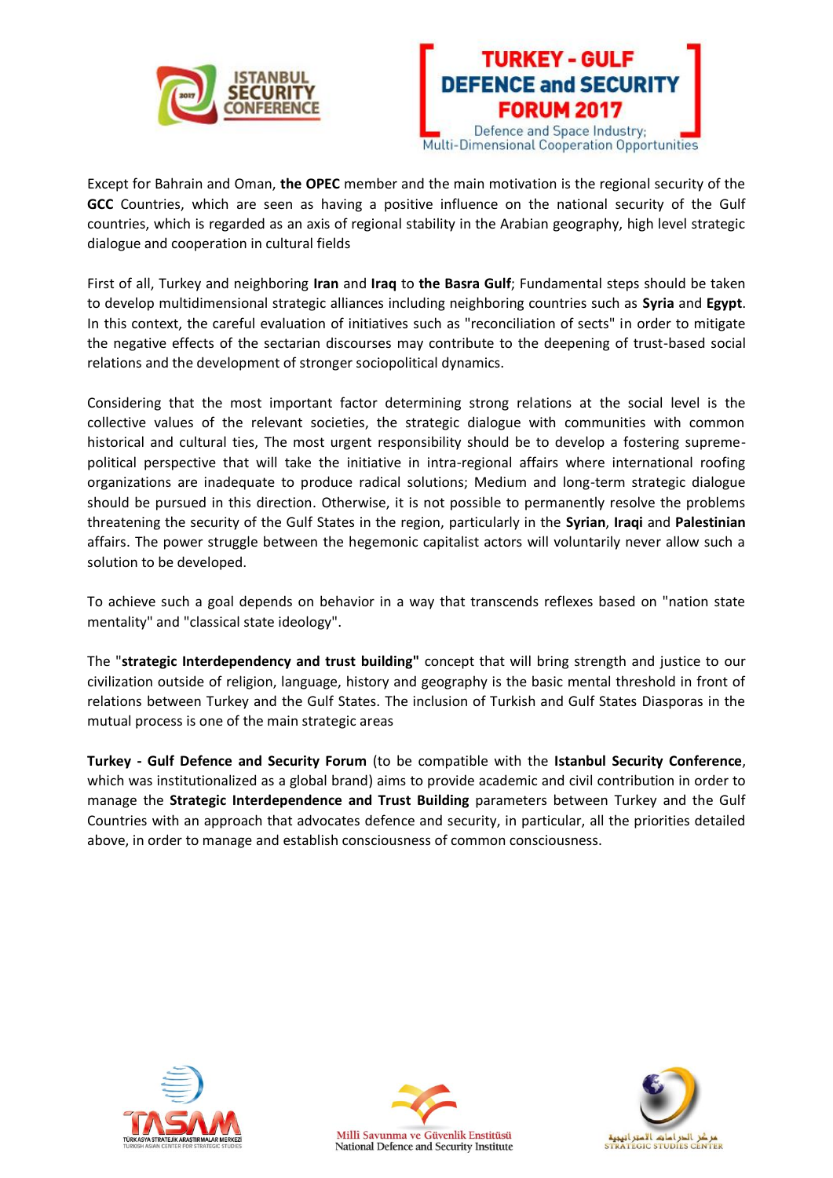Except for Bahrain and Oman, **the OPEC** member and the main motivation is the regional security of the **GCC** Countries, which are seen as having a positive influence on the national security of the Gulf countries, which is regarded as an axis of regional stability in the Arabian geography, high level strategic dialogue and cooperation in cultural fields

First of all, Turkey and neighboring **Iran** and **Iraq** to **the Basra Gulf**; Fundamental steps should be taken to develop multidimensional strategic alliances including neighboring countries such as **Syria** and **Egypt**. In this context, the careful evaluation of initiatives such as "reconciliation of sects" in order to mitigate the negative effects of the sectarian discourses may contribute to the deepening of trust-based social relations and the development of stronger sociopolitical dynamics.

Considering that the most important factor determining strong relations at the social level is the collective values of the relevant societies, the strategic dialogue with communities with common historical and cultural ties, The most urgent responsibility should be to develop a fostering supreme-political perspective that will take the initiative in intra-regional affairs where international roofing organizations are inadequate to produce radical solutions; Medium and long-term strategic dialogue should be pursued in this direction. Otherwise, it is not possible to permanently resolve the problems threatening the security of the Gulf States in the region, particularly in the **Syrian**, **Iraqi** and **Palestinian** affairs. The power struggle between the hegemonic capitalist actors will voluntarily never allow such a solution to be developed.

To achieve such a goal depends on behavior in a way that transcends reflexes based on "nation state mentality" and "classical state ideology".

The "**strategic Interdependency and trust building"** concept that will bring strength and justice to our civilization outside of religion, language, history and geography is the basic mental threshold in front of relations between Turkey and the Gulf States. The inclusion of Turkish and Gulf States Diasporas in the mutual process is one of the main strategic areas

**Turkey - Gulf Defence and Security Forum** (to be compatible with the **Istanbul Security Conference**, which was institutionalized as a global brand) aims to provide academic and civil contribution in order to manage the **Strategic Interdependence and Trust Building** parameters between Turkey and the Gulf Countries with an approach that advocates defence and security, in particular, all the priorities detailed above, in order to manage and establish consciousness of common consciousness.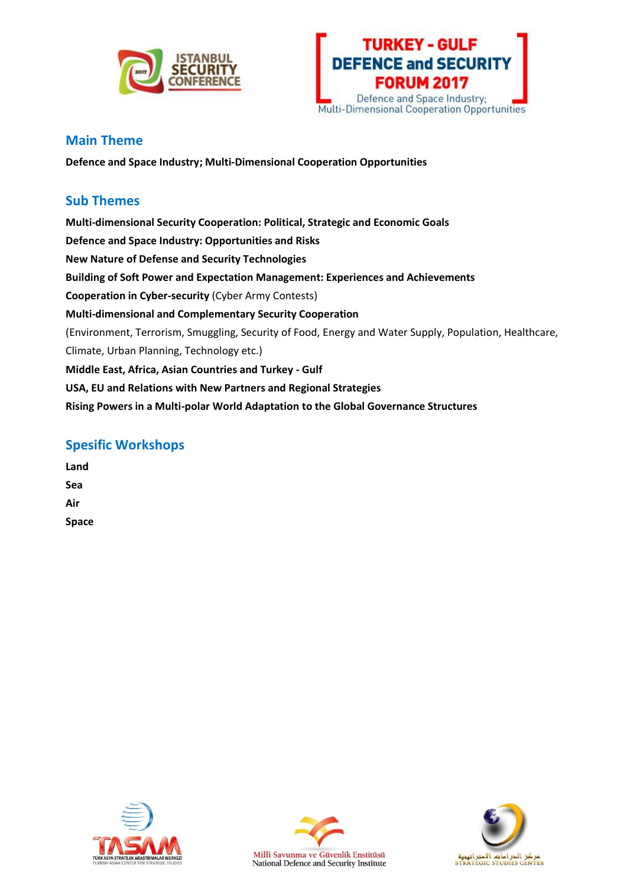## Main Theme

**Defence and Space Industry; Multi-Dimensional Cooperation Opportunities**

## Sub Themes

**Multi-dimensional Security Cooperation: Political, Strategic and Economic Goals**

**Defence and Space Industry: Opportunities and Risks**

**New Nature of Defense and Security Technologies**

**Building of Soft Power and Expectation Management: Experiences and Achievements**

**Cooperation in Cyber-security** (Cyber Army Contests)

**Multi-dimensional and Complementary Security Cooperation**

(Environment, Terrorism, Smuggling, Security of Food, Energy and Water Supply, Population, Healthcare, Climate, Urban Planning, Technology etc.)

**Middle East, Africa, Asian Countries and Turkey - Gulf**

**USA, EU and Relations with New Partners and Regional Strategies**

**Rising Powers in a Multi-polar World Adaptation to the Global Governance Structures**

## Spesific Workshops

**Land**

**Sea**

**Air**

**Space**